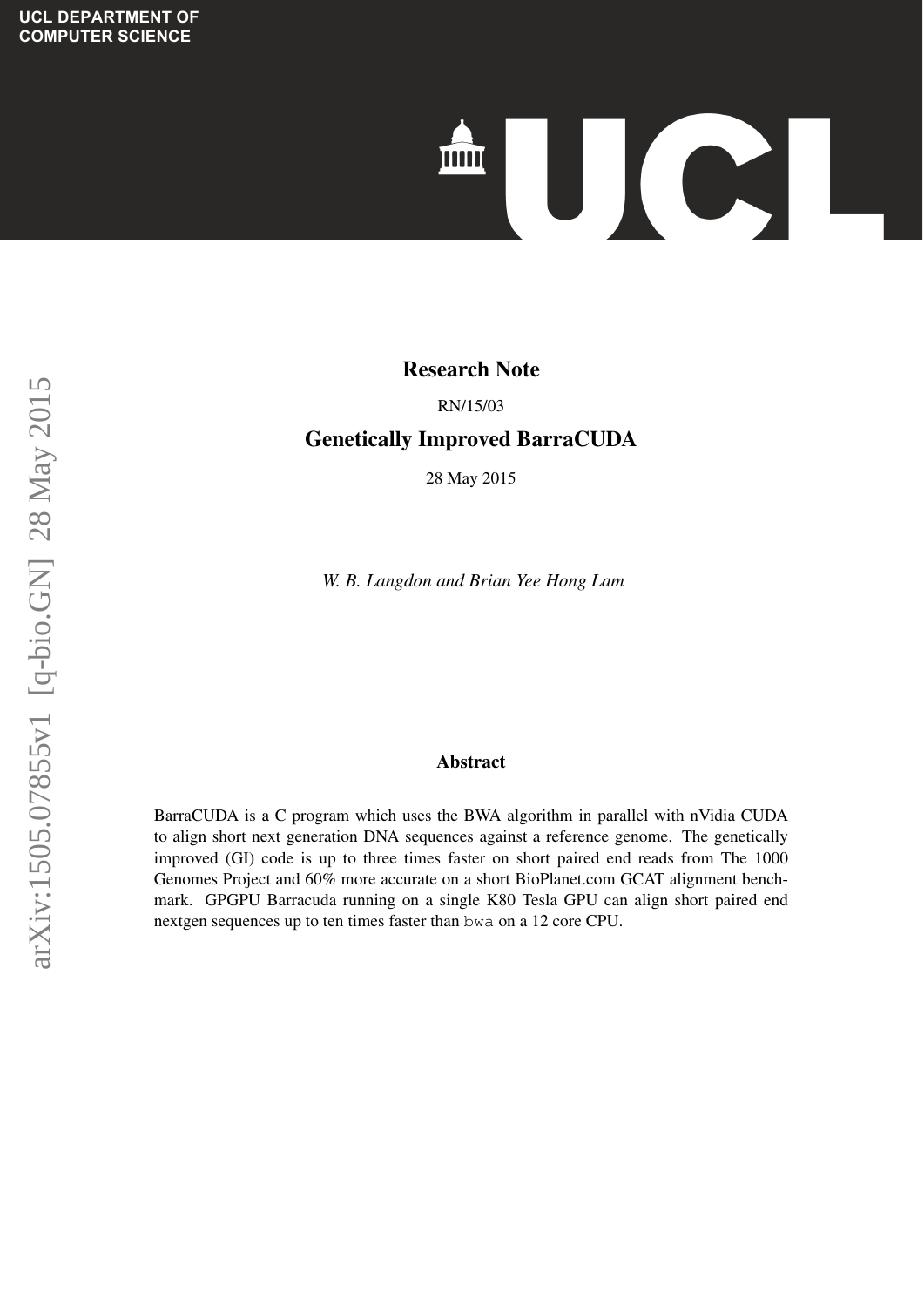UCL DEPARTMENT OF COMPUTER SCIENCE

# Research Note

RN/15/03

# Genetically Improved BarraCUDA

28 May 2015

*W. B. Langdon and Brian Yee Hong Lam*

## Abstract

BarraCUDA is a C program which uses the BWA algorithm in parallel with nVidia CUDA to align short next generation DNA sequences against a reference genome. The genetically improved (GI) code is up to three times faster on short paired end reads from The 1000 Genomes Project and 60% more accurate on a short BioPlanet.com GCAT alignment benchmark. GPGPU Barracuda running on a single K80 Tesla GPU can align short paired end nextgen sequences up to ten times faster than `bwa` on a 12 core CPU.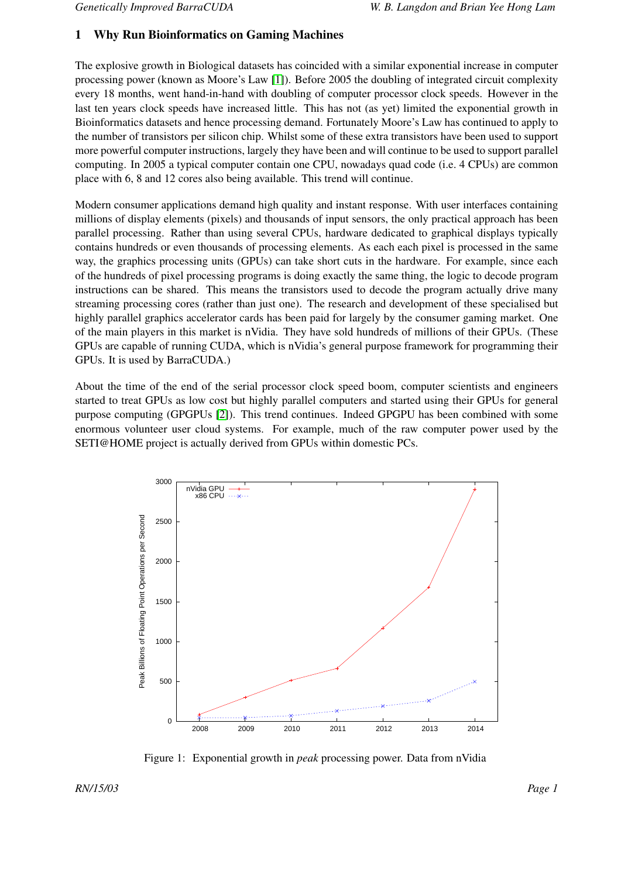## 1 Why Run Bioinformatics on Gaming Machines

The explosive growth in Biological datasets has coincided with a similar exponential increase in computer processing power (known as Moore's Law [1]). Before 2005 the doubling of integrated circuit complexity every 18 months, went hand-in-hand with doubling of computer processor clock speeds. However in the last ten years clock speeds have increased little. This has not (as yet) limited the exponential growth in Bioinformatics datasets and hence processing demand. Fortunately Moore's Law has continued to apply to the number of transistors per silicon chip. Whilst some of these extra transistors have been used to support more powerful computer instructions, largely they have been and will continue to be used to support parallel computing. In 2005 a typical computer contain one CPU, nowadays quad code (i.e. 4 CPUs) are common place with 6, 8 and 12 cores also being available. This trend will continue.

Modern consumer applications demand high quality and instant response. With user interfaces containing millions of display elements (pixels) and thousands of input sensors, the only practical approach has been parallel processing. Rather than using several CPUs, hardware dedicated to graphical displays typically contains hundreds or even thousands of processing elements. As each each pixel is processed in the same way, the graphics processing units (GPUs) can take short cuts in the hardware. For example, since each of the hundreds of pixel processing programs is doing exactly the same thing, the logic to decode program instructions can be shared. This means the transistors used to decode the program actually drive many streaming processing cores (rather than just one). The research and development of these specialised but highly parallel graphics accelerator cards has been paid for largely by the consumer gaming market. One of the main players in this market is nVidia. They have sold hundreds of millions of their GPUs. (These GPUs are capable of running CUDA, which is nVidia's general purpose framework for programming their GPUs. It is used by BarraCUDA.)

About the time of the end of the serial processor clock speed boom, computer scientists and engineers started to treat GPUs as low cost but highly parallel computers and started using their GPUs for general purpose computing (GPGPUs [2]). This trend continues. Indeed GPGPU has been combined with some enormous volunteer user cloud systems. For example, much of the raw computer power used by the SETI@HOME project is actually derived from GPUs within domestic PCs.

Figure 1: Exponential growth in *peak* processing power. Data from nVidia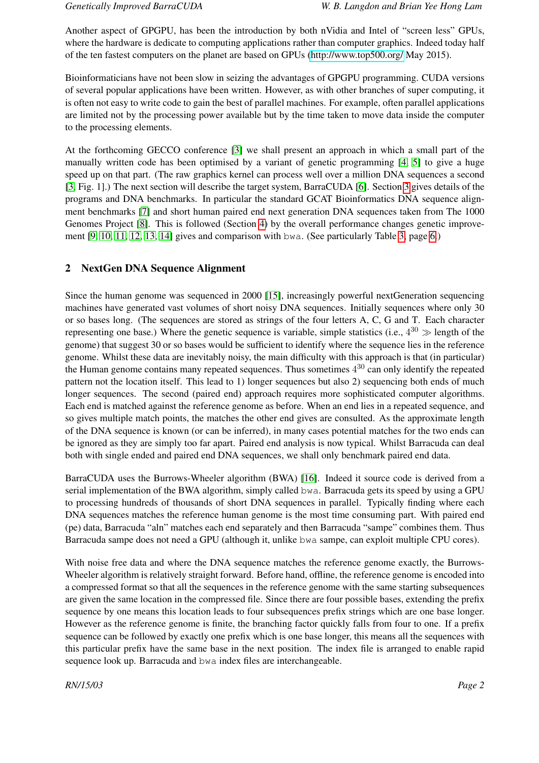Another aspect of GPGPU, has been the introduction by both nVidia and Intel of "screen less" GPUs, where the hardware is dedicate to computing applications rather than computer graphics. Indeed today half of the ten fastest computers on the planet are based on GPUs (http://www.top500.org/ May 2015).

Bioinformaticians have not been slow in seizing the advantages of GPGPU programming. CUDA versions of several popular applications have been written. However, as with other branches of super computing, it is often not easy to write code to gain the best of parallel machines. For example, often parallel applications are limited not by the processing power available but by the time taken to move data inside the computer to the processing elements.

At the forthcoming GECCO conference [3] we shall present an approach in which a small part of the manually written code has been optimised by a variant of genetic programming [4, 5] to give a huge speed up on that part. (The raw graphics kernel can process well over a million DNA sequences a second [3, Fig. 1].) The next section will describe the target system, BarraCUDA [6]. Section 3 gives details of the programs and DNA benchmarks. In particular the standard GCAT Bioinformatics DNA sequence alignment benchmarks [7] and short human paired end next generation DNA sequences taken from The 1000 Genomes Project [8]. This is followed (Section 4) by the overall performance changes genetic improvement [9, 10, 11, 12, 13, 14] gives and comparison with `bwa`. (See particularly Table 3, page 6.)

## 2 NextGen DNA Sequence Alignment

Since the human genome was sequenced in 2000 [15], increasingly powerful nextGeneration sequencing machines have generated vast volumes of short noisy DNA sequences. Initially sequences where only 30 or so bases long. (The sequences are stored as strings of the four letters A, C, G and T. Each character representing one base.) Where the genetic sequence is variable, simple statistics (i.e., $4^{30} \gg$ length of the genome) that suggest 30 or so bases would be sufficient to identify where the sequence lies in the reference genome. Whilst these data are inevitably noisy, the main difficulty with this approach is that (in particular) the Human genome contains many repeated sequences. Thus sometimes $4^{30}$ can only identify the repeated pattern not the location itself. This lead to 1) longer sequences but also 2) sequencing both ends of much longer sequences. The second (paired end) approach requires more sophisticated computer algorithms. Each end is matched against the reference genome as before. When an end lies in a repeated sequence, and so gives multiple match points, the matches the other end gives are consulted. As the approximate length of the DNA sequence is known (or can be inferred), in many cases potential matches for the two ends can be ignored as they are simply too far apart. Paired end analysis is now typical. Whilst Barracuda can deal both with single ended and paired end DNA sequences, we shall only benchmark paired end data.

BarraCUDA uses the Burrows-Wheeler algorithm (BWA) [16]. Indeed it source code is derived from a serial implementation of the BWA algorithm, simply called `bwa`. Barracuda gets its speed by using a GPU to processing hundreds of thousands of short DNA sequences in parallel. Typically finding where each DNA sequences matches the reference human genome is the most time consuming part. With paired end (pe) data, Barracuda "aln" matches each end separately and then Barracuda "sampe" combines them. Thus Barracuda sampe does not need a GPU (although it, unlike `bwa` sampe, can exploit multiple CPU cores).

With noise free data and where the DNA sequence matches the reference genome exactly, the Burrows-Wheeler algorithm is relatively straight forward. Before hand, offline, the reference genome is encoded into a compressed format so that all the sequences in the reference genome with the same starting subsequences are given the same location in the compressed file. Since there are four possible bases, extending the prefix sequence by one means this location leads to four subsequences prefix strings which are one base longer. However as the reference genome is finite, the branching factor quickly falls from four to one. If a prefix sequence can be followed by exactly one prefix which is one base longer, this means all the sequences with this particular prefix have the same base in the next position. The index file is arranged to enable rapid sequence look up. Barracuda and `bwa` index files are interchangeable.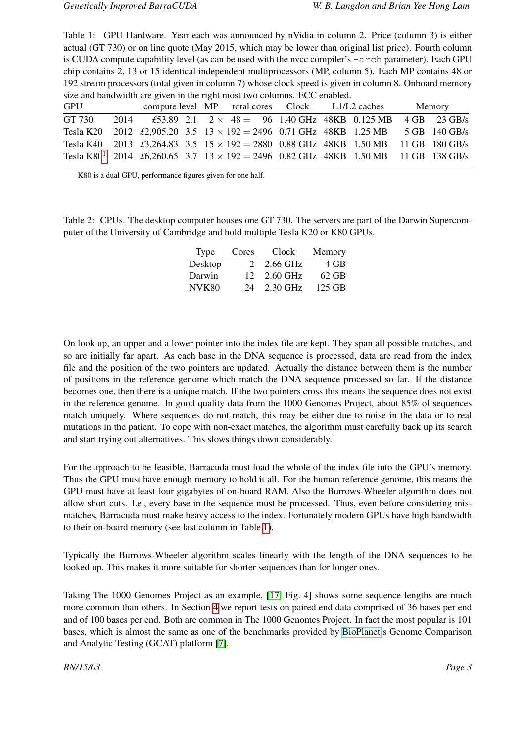Table 1: GPU Hardware. Year each was announced by nVidia in column 2. Price (column 3) is either actual (GT 730) or on line quote (May 2015, which may be lower than original list price). Fourth column is CUDA compute capability level (as can be used with the nvcc compiler's `-arch` parameter). Each GPU chip contains 2, 13 or 15 identical independent multiprocessors (MP, column 5). Each MP contains 48 or 192 stream processors (total given in column 7) whose clock speed is given in column 8. Onboard memory size and bandwidth are given in the right most two columns. ECC enabled.

| GPU | | | compute level | MP | total cores | Clock | L1/L2 caches | | Memory | |
|---|---|---|---|---|---|---|---|---|---|---|
| GT 730 | 2014 | £53.89 | 2.1 | $2\times$ | $48 = 96$ | 1.40 GHz | 48KB | 0.125 MB | 4 GB | 23 GB/s |
| Tesla K20 | 2012 | £2,905.20 | 3.5 | $13\times$ | $192 = 2496$ | 0.71 GHz | 48KB | 1.25 MB | 5 GB | 140 GB/s |
| Tesla K40 | 2013 | £3,264.83 | 3.5 | $15\times$ | $192 = 2880$ | 0.88 GHz | 48KB | 1.50 MB | 11 GB | 180 GB/s |
| Tesla K80[1] | 2014 | £6,260.65 | 3.7 | $13\times$ | $192 = 2496$ | 0.82 GHz | 48KB | 1.50 MB | 11 GB | 138 GB/s |

[1] K80 is a dual GPU, performance figures given for one half.

Table 2: CPUs. The desktop computer houses one GT 730. The servers are part of the Darwin Supercomputer of the University of Cambridge and hold multiple Tesla K20 or K80 GPUs.

| Type | Cores | Clock | Memory |
|---|---|---|---|
| Desktop | 2 | 2.66 GHz | 4 GB |
| Darwin | 12 | 2.60 GHz | 62 GB |
| NVK80 | 24 | 2.30 GHz | 125 GB |

On look up, an upper and a lower pointer into the index file are kept. They span all possible matches, and so are initially far apart. As each base in the DNA sequence is processed, data are read from the index file and the position of the two pointers are updated. Actually the distance between them is the number of positions in the reference genome which match the DNA sequence processed so far. If the distance becomes one, then there is a unique match. If the two pointers cross this means the sequence does not exist in the reference genome. In good quality data from the 1000 Genomes Project, about 85% of sequences match uniquely. Where sequences do not match, this may be either due to noise in the data or to real mutations in the patient. To cope with non-exact matches, the algorithm must carefully back up its search and start trying out alternatives. This slows things down considerably.

For the approach to be feasible, Barracuda must load the whole of the index file into the GPU's memory. Thus the GPU must have enough memory to hold it all. For the human reference genome, this means the GPU must have at least four gigabytes of on-board RAM. Also the Burrows-Wheeler algorithm does not allow short cuts. I.e., every base in the sequence must be processed. Thus, even before considering mismatches, Barracuda must make heavy access to the index. Fortunately modern GPUs have high bandwidth to their on-board memory (see last column in Table 1).

Typically the Burrows-Wheeler algorithm scales linearly with the length of the DNA sequences to be looked up. This makes it more suitable for shorter sequences than for longer ones.

Taking The 1000 Genomes Project as an example, [17, Fig. 4] shows some sequence lengths are much more common than others. In Section 4 we report tests on paired end data comprised of 36 bases per end and of 100 bases per end. Both are common in The 1000 Genomes Project. In fact the most popular is 101 bases, which is almost the same as one of the benchmarks provided by BioPlanet's Genome Comparison and Analytic Testing (GCAT) platform [7].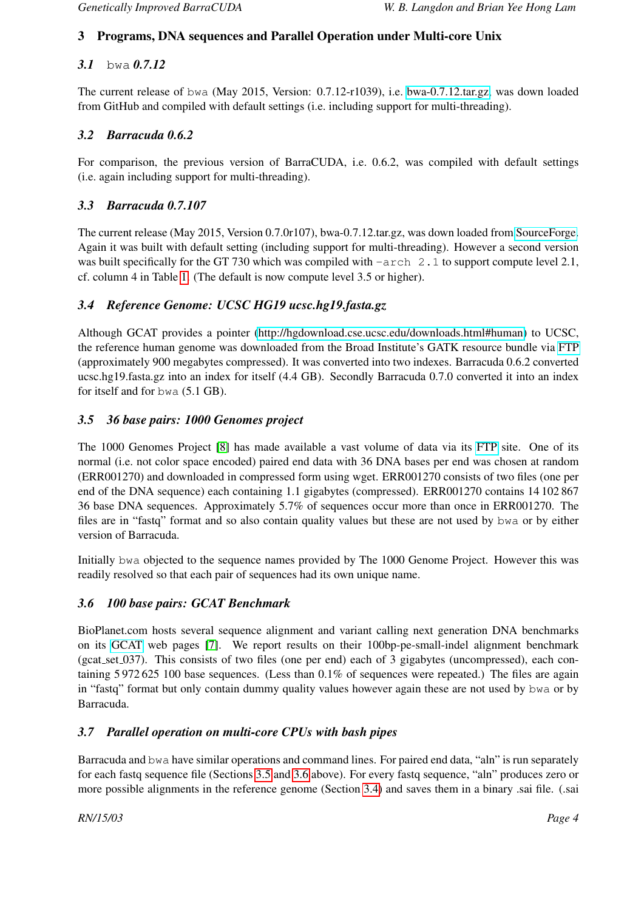## 3 Programs, DNA sequences and Parallel Operation under Multi-core Unix

### 3.1 `bwa` 0.7.12

The current release of `bwa` (May 2015, Version: 0.7.12-r1039), i.e. bwa-0.7.12.tar.gz, was down loaded from GitHub and compiled with default settings (i.e. including support for multi-threading).

### 3.2 Barracuda 0.6.2

For comparison, the previous version of BarraCUDA, i.e. 0.6.2, was compiled with default settings (i.e. again including support for multi-threading).

### 3.3 Barracuda 0.7.107

The current release (May 2015, Version 0.7.0r107), bwa-0.7.12.tar.gz, was down loaded from SourceForge. Again it was built with default setting (including support for multi-threading). However a second version was built specifically for the GT 730 which was compiled with `-arch 2.1` to support compute level 2.1, cf. column 4 in Table 1. (The default is now compute level 3.5 or higher).

### 3.4 Reference Genome: UCSC HG19 ucsc.hg19.fasta.gz

Although GCAT provides a pointer (http://hgdownload.cse.ucsc.edu/downloads.html#human) to UCSC, the reference human genome was downloaded from the Broad Institute's GATK resource bundle via FTP (approximately 900 megabytes compressed). It was converted into two indexes. Barracuda 0.6.2 converted ucsc.hg19.fasta.gz into an index for itself (4.4 GB). Secondly Barracuda 0.7.0 converted it into an index for itself and for `bwa` (5.1 GB).

### 3.5 36 base pairs: 1000 Genomes project

The 1000 Genomes Project [8] has made available a vast volume of data via its FTP site. One of its normal (i.e. not color space encoded) paired end data with 36 DNA bases per end was chosen at random (ERR001270) and downloaded in compressed form using wget. ERR001270 consists of two files (one per end of the DNA sequence) each containing 1.1 gigabytes (compressed). ERR001270 contains 14 102 867 36 base DNA sequences. Approximately 5.7% of sequences occur more than once in ERR001270. The files are in "fastq" format and so also contain quality values but these are not used by `bwa` or by either version of Barracuda.

Initially `bwa` objected to the sequence names provided by The 1000 Genome Project. However this was readily resolved so that each pair of sequences had its own unique name.

### 3.6 100 base pairs: GCAT Benchmark

BioPlanet.com hosts several sequence alignment and variant calling next generation DNA benchmarks on its GCAT web pages [7]. We report results on their 100bp-pe-small-indel alignment benchmark (gcat_set_037). This consists of two files (one per end) each of 3 gigabytes (uncompressed), each containing 5 972 625 100 base sequences. (Less than 0.1% of sequences were repeated.) The files are again in "fastq" format but only contain dummy quality values however again these are not used by `bwa` or by Barracuda.

### 3.7 Parallel operation on multi-core CPUs with bash pipes

Barracuda and `bwa` have similar operations and command lines. For paired end data, "aln" is run separately for each fastq sequence file (Sections 3.5 and 3.6 above). For every fastq sequence, "aln" produces zero or more possible alignments in the reference genome (Section 3.4) and saves them in a binary .sai file. (.sai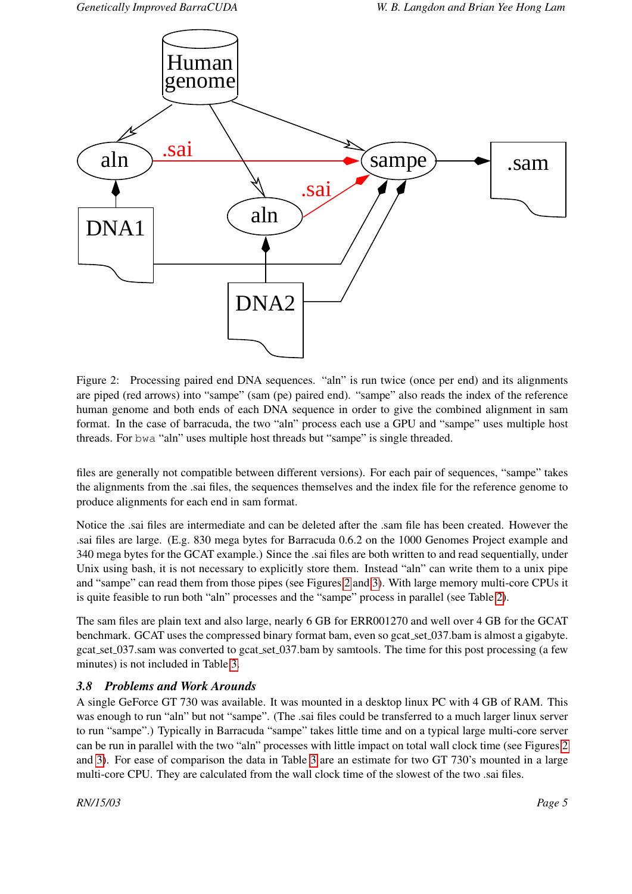Figure 2: Processing paired end DNA sequences. “aln” is run twice (once per end) and its alignments are piped (red arrows) into “sampe” (sam (pe) paired end). “sampe” also reads the index of the reference human genome and both ends of each DNA sequence in order to give the combined alignment in sam format. In the case of barracuda, the two “aln” process each use a GPU and “sampe” uses multiple host threads. For `bwa` “aln” uses multiple host threads but “sampe” is single threaded.

files are generally not compatible between different versions). For each pair of sequences, “sampe” takes the alignments from the .sai files, the sequences themselves and the index file for the reference genome to produce alignments for each end in sam format.

Notice the .sai files are intermediate and can be deleted after the .sam file has been created. However the .sai files are large. (E.g. 830 mega bytes for Barracuda 0.6.2 on the 1000 Genomes Project example and 340 mega bytes for the GCAT example.) Since the .sai files are both written to and read sequentially, under Unix using bash, it is not necessary to explicitly store them. Instead “aln” can write them to a unix pipe and “sampe” can read them from those pipes (see Figures 2 and 3). With large memory multi-core CPUs it is quite feasible to run both “aln” processes and the “sampe” process in parallel (see Table 2).

The sam files are plain text and also large, nearly 6 GB for ERR001270 and well over 4 GB for the GCAT benchmark. GCAT uses the compressed binary format bam, even so gcat_set_037.bam is almost a gigabyte. gcat_set_037.sam was converted to gcat_set_037.bam by samtools. The time for this post processing (a few minutes) is not included in Table 3.

### 3.8 Problems and Work Arounds

A single GeForce GT 730 was available. It was mounted in a desktop linux PC with 4 GB of RAM. This was enough to run “aln” but not “sampe”. (The .sai files could be transferred to a much larger linux server to run “sampe”.) Typically in Barracuda “sampe” takes little time and on a typical large multi-core server can be run in parallel with the two “aln” processes with little impact on total wall clock time (see Figures 2 and 3). For ease of comparison the data in Table 3 are an estimate for two GT 730’s mounted in a large multi-core CPU. They are calculated from the wall clock time of the slowest of the two .sai files.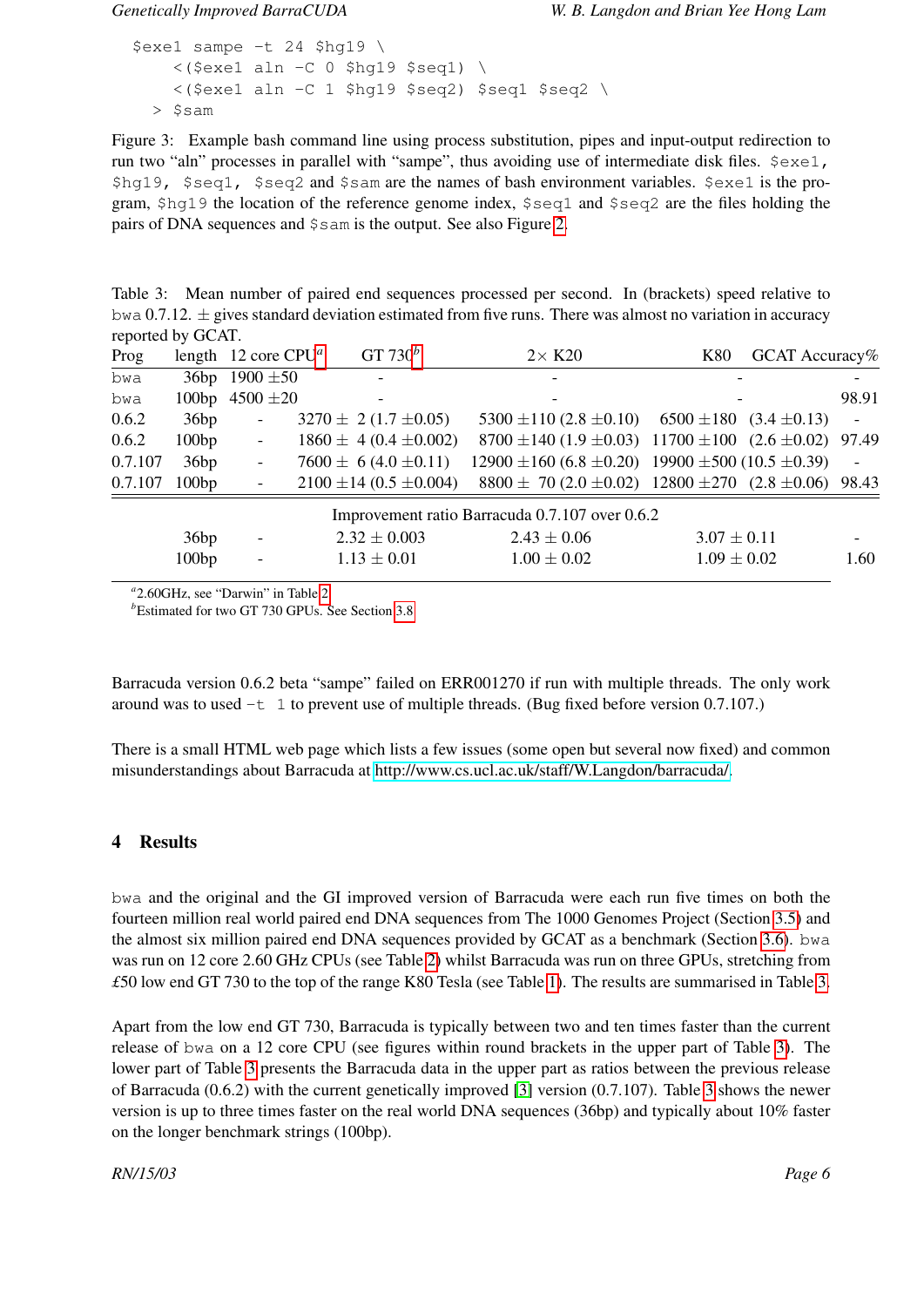```
$exe1 sampe -t 24 $hg19 \
    <($exe1 aln -C 0 $hg19 $seq1) \
    <($exe1 aln -C 1 $hg19 $seq2) $seq1 $seq2 \
  > $sam
```

Figure 3: Example bash command line using process substitution, pipes and input-output redirection to run two "aln" processes in parallel with "sampe", thus avoiding use of intermediate disk files. `$exe1, $hg19, $seq1, $seq2` and `$sam` are the names of bash environment variables. `$exe1` is the program, `$hg19` the location of the reference genome index, `$seq1` and `$seq2` are the files holding the pairs of DNA sequences and `$sam` is the output. See also Figure 2.

Table 3: Mean number of paired end sequences processed per second. In (brackets) speed relative to `bwa` 0.7.12. ± gives standard deviation estimated from five runs. There was almost no variation in accuracy reported by GCAT.

| Prog | length | 12 core CPU[a] | GT 730[b] | 2× K20 | K80 | GCAT Accuracy% |
|---|---|---|---|---|---|---|
| bwa | 36bp | 1900 ±50 | - | - | - | - |
| bwa | 100bp | 4500 ±20 | - | - | - | 98.91 |
| 0.6.2 | 36bp | - | 3270 ± 2 (1.7 ±0.05) | 5300 ±110 (2.8 ±0.10) | 6500 ±180 (3.4 ±0.13) | - |
| 0.6.2 | 100bp | - | 1860 ± 4 (0.4 ±0.002) | 8700 ±140 (1.9 ±0.03) | 11700 ±100 (2.6 ±0.02) | 97.49 |
| 0.7.107 | 36bp | - | 7600 ± 6 (4.0 ±0.11) | 12900 ±160 (6.8 ±0.20) | 19900 ±500 (10.5 ±0.39) | - |
| 0.7.107 | 100bp | - | 2100 ±14 (0.5 ±0.004) | 8800 ± 70 (2.0 ±0.02) | 12800 ±270 (2.8 ±0.06) | 98.43 |
| | | | Improvement ratio Barracuda 0.7.107 over 0.6.2 | | | |
| | 36bp | - | 2.32 ± 0.003 | 2.43 ± 0.06 | 3.07 ± 0.11 | - |
| | 100bp | - | 1.13 ± 0.01 | 1.00 ± 0.02 | 1.09 ± 0.02 | 1.60 |

[a] 2.60GHz, see "Darwin" in Table 2

[b] Estimated for two GT 730 GPUs. See Section 3.8

Barracuda version 0.6.2 beta "sampe" failed on ERR001270 if run with multiple threads. The only work around was to used `-t 1` to prevent use of multiple threads. (Bug fixed before version 0.7.107.)

There is a small HTML web page which lists a few issues (some open but several now fixed) and common misunderstandings about Barracuda at http://www.cs.ucl.ac.uk/staff/W.Langdon/barracuda/.

## 4 Results

`bwa` and the original and the GI improved version of Barracuda were each run five times on both the fourteen million real world paired end DNA sequences from The 1000 Genomes Project (Section 3.5) and the almost six million paired end DNA sequences provided by GCAT as a benchmark (Section 3.6). `bwa` was run on 12 core 2.60 GHz CPUs (see Table 2) whilst Barracuda was run on three GPUs, stretching from £50 low end GT 730 to the top of the range K80 Tesla (see Table 1). The results are summarised in Table 3.

Apart from the low end GT 730, Barracuda is typically between two and ten times faster than the current release of `bwa` on a 12 core CPU (see figures within round brackets in the upper part of Table 3). The lower part of Table 3 presents the Barracuda data in the upper part as ratios between the previous release of Barracuda (0.6.2) with the current genetically improved [3] version (0.7.107). Table 3 shows the newer version is up to three times faster on the real world DNA sequences (36bp) and typically about 10% faster on the longer benchmark strings (100bp).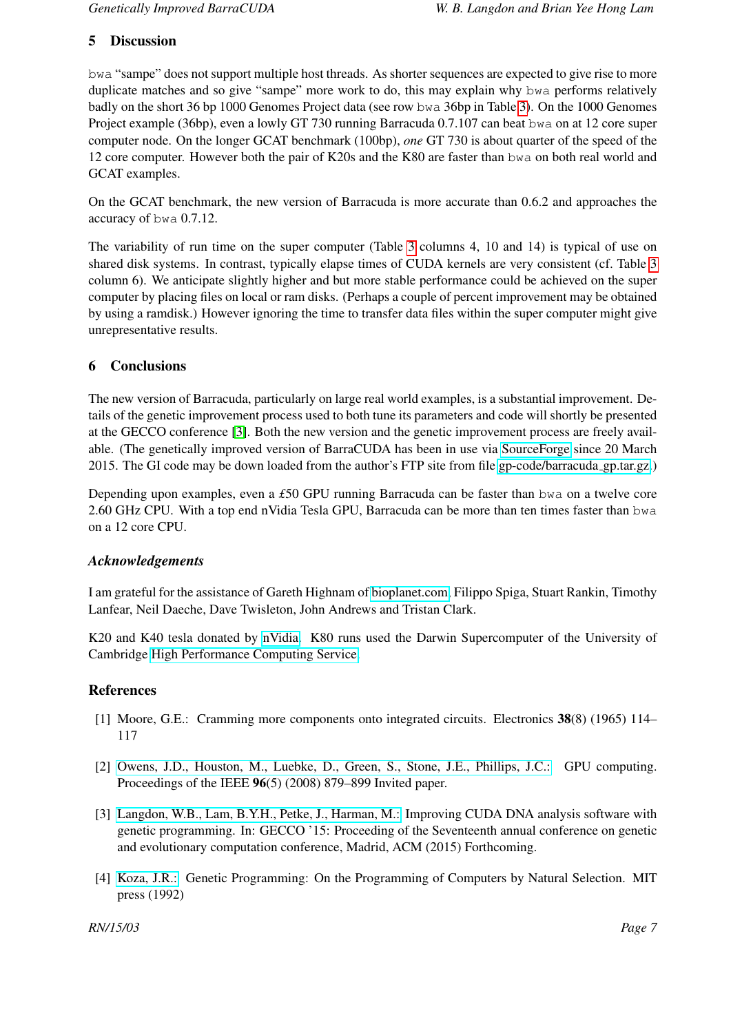## 5 Discussion

bwa "sampe" does not support multiple host threads. As shorter sequences are expected to give rise to more duplicate matches and so give "sampe" more work to do, this may explain why bwa performs relatively badly on the short 36 bp 1000 Genomes Project data (see row bwa 36bp in Table 3). On the 1000 Genomes Project example (36bp), even a lowly GT 730 running Barracuda 0.7.107 can beat bwa on at 12 core super computer node. On the longer GCAT benchmark (100bp), *one* GT 730 is about quarter of the speed of the 12 core computer. However both the pair of K20s and the K80 are faster than bwa on both real world and GCAT examples.

On the GCAT benchmark, the new version of Barracuda is more accurate than 0.6.2 and approaches the accuracy of bwa 0.7.12.

The variability of run time on the super computer (Table 3 columns 4, 10 and 14) is typical of use on shared disk systems. In contrast, typically elapse times of CUDA kernels are very consistent (cf. Table 3 column 6). We anticipate slightly higher and but more stable performance could be achieved on the super computer by placing files on local or ram disks. (Perhaps a couple of percent improvement may be obtained by using a ramdisk.) However ignoring the time to transfer data files within the super computer might give unrepresentative results.

## 6 Conclusions

The new version of Barracuda, particularly on large real world examples, is a substantial improvement. Details of the genetic improvement process used to both tune its parameters and code will shortly be presented at the GECCO conference [3]. Both the new version and the genetic improvement process are freely available. (The genetically improved version of BarraCUDA has been in use via SourceForge since 20 March 2015. The GI code may be down loaded from the author's FTP site from file gp-code/barracuda_gp.tar.gz.)

Depending upon examples, even a £50 GPU running Barracuda can be faster than bwa on a twelve core 2.60 GHz CPU. With a top end nVidia Tesla GPU, Barracuda can be more than ten times faster than bwa on a 12 core CPU.

### *Acknowledgements*

I am grateful for the assistance of Gareth Highnam of bioplanet.com, Filippo Spiga, Stuart Rankin, Timothy Lanfear, Neil Daeche, Dave Twisleton, John Andrews and Tristan Clark.

K20 and K40 tesla donated by nVidia. K80 runs used the Darwin Supercomputer of the University of Cambridge High Performance Computing Service.

## References

[1] Moore, G.E.: Cramming more components onto integrated circuits. Electronics **38**(8) (1965) 114–117

[2] Owens, J.D., Houston, M., Luebke, D., Green, S., Stone, J.E., Phillips, J.C.: GPU computing. Proceedings of the IEEE **96**(5) (2008) 879–899 Invited paper.

[3] Langdon, W.B., Lam, B.Y.H., Petke, J., Harman, M.: Improving CUDA DNA analysis software with genetic programming. In: GECCO '15: Proceeding of the Seventeenth annual conference on genetic and evolutionary computation conference, Madrid, ACM (2015) Forthcoming.

[4] Koza, J.R.: Genetic Programming: On the Programming of Computers by Natural Selection. MIT press (1992)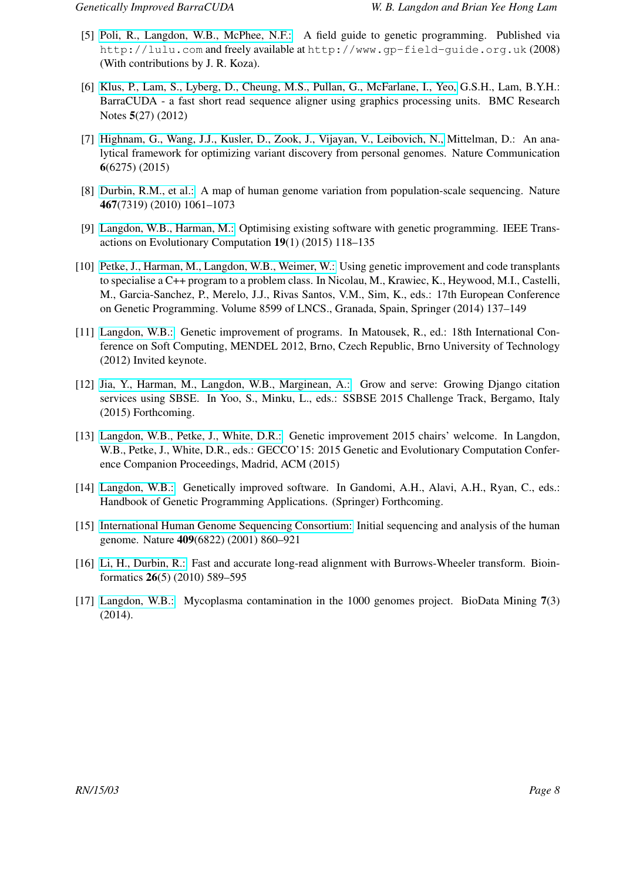[5] Poli, R., Langdon, W.B., McPhee, N.F.: A field guide to genetic programming. Published via http://lulu.com and freely available at http://www.gp-field-guide.org.uk (2008) (With contributions by J. R. Koza).

[6] Klus, P., Lam, S., Lyberg, D., Cheung, M.S., Pullan, G., McFarlane, I., Yeo, G.S.H., Lam, B.Y.H.: BarraCUDA - a fast short read sequence aligner using graphics processing units. BMC Research Notes **5**(27) (2012)

[7] Highnam, G., Wang, J.J., Kusler, D., Zook, J., Vijayan, V., Leibovich, N., Mittelman, D.: An analytical framework for optimizing variant discovery from personal genomes. Nature Communication **6**(6275) (2015)

[8] Durbin, R.M., et al.: A map of human genome variation from population-scale sequencing. Nature **467**(7319) (2010) 1061–1073

[9] Langdon, W.B., Harman, M.: Optimising existing software with genetic programming. IEEE Transactions on Evolutionary Computation **19**(1) (2015) 118–135

[10] Petke, J., Harman, M., Langdon, W.B., Weimer, W.: Using genetic improvement and code transplants to specialise a C++ program to a problem class. In Nicolau, M., Krawiec, K., Heywood, M.I., Castelli, M., Garcia-Sanchez, P., Merelo, J.J., Rivas Santos, V.M., Sim, K., eds.: 17th European Conference on Genetic Programming. Volume 8599 of LNCS., Granada, Spain, Springer (2014) 137–149

[11] Langdon, W.B.: Genetic improvement of programs. In Matousek, R., ed.: 18th International Conference on Soft Computing, MENDEL 2012, Brno, Czech Republic, Brno University of Technology (2012) Invited keynote.

[12] Jia, Y., Harman, M., Langdon, W.B., Marginean, A.: Grow and serve: Growing Django citation services using SBSE. In Yoo, S., Minku, L., eds.: SSBSE 2015 Challenge Track, Bergamo, Italy (2015) Forthcoming.

[13] Langdon, W.B., Petke, J., White, D.R.: Genetic improvement 2015 chairs' welcome. In Langdon, W.B., Petke, J., White, D.R., eds.: GECCO'15: 2015 Genetic and Evolutionary Computation Conference Companion Proceedings, Madrid, ACM (2015)

[14] Langdon, W.B.: Genetically improved software. In Gandomi, A.H., Alavi, A.H., Ryan, C., eds.: Handbook of Genetic Programming Applications. (Springer) Forthcoming.

[15] International Human Genome Sequencing Consortium: Initial sequencing and analysis of the human genome. Nature **409**(6822) (2001) 860–921

[16] Li, H., Durbin, R.: Fast and accurate long-read alignment with Burrows-Wheeler transform. Bioinformatics **26**(5) (2010) 589–595

[17] Langdon, W.B.: Mycoplasma contamination in the 1000 genomes project. BioData Mining **7**(3) (2014).